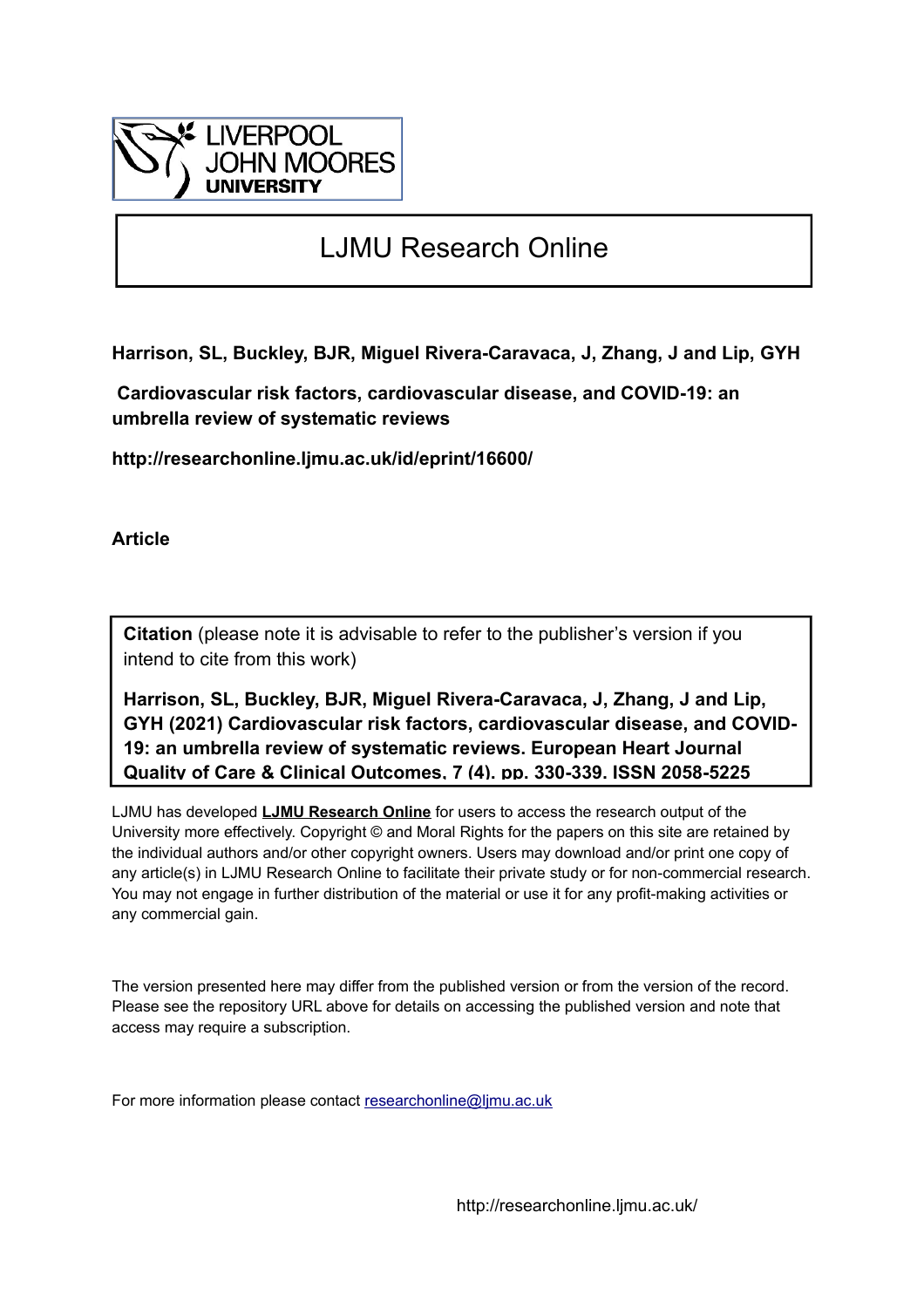LIVERPOOL
JOHN MOORES
UNIVERSITY

# LJMU Research Online

**Harrison, SL, Buckley, BJR, Miguel Rivera-Caravaca, J, Zhang, J and Lip, GYH**

**Cardiovascular risk factors, cardiovascular disease, and COVID-19: an umbrella review of systematic reviews**

**http://researchonline.ljmu.ac.uk/id/eprint/16600/**

**Article**

**Citation** (please note it is advisable to refer to the publisher's version if you intend to cite from this work)

**Harrison, SL, Buckley, BJR, Miguel Rivera-Caravaca, J, Zhang, J and Lip, GYH (2021) Cardiovascular risk factors, cardiovascular disease, and COVID-19: an umbrella review of systematic reviews. European Heart Journal Quality of Care & Clinical Outcomes, 7 (4). pp. 330-339. ISSN 2058-5225**

LJMU has developed **LJMU Research Online** for users to access the research output of the University more effectively. Copyright © and Moral Rights for the papers on this site are retained by the individual authors and/or other copyright owners. Users may download and/or print one copy of any article(s) in LJMU Research Online to facilitate their private study or for non-commercial research. You may not engage in further distribution of the material or use it for any profit-making activities or any commercial gain.

The version presented here may differ from the published version or from the version of the record. Please see the repository URL above for details on accessing the published version and note that access may require a subscription.

For more information please contact researchonline@ljmu.ac.uk

http://researchonline.ljmu.ac.uk/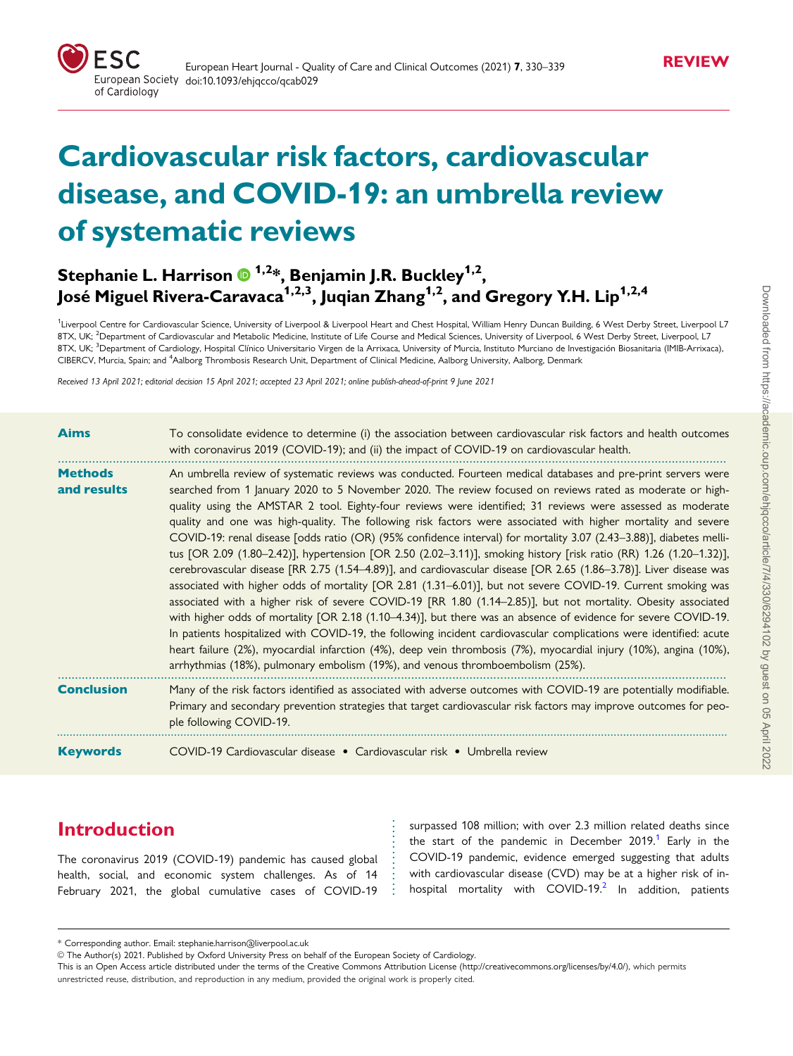# Cardiovascular risk factors, cardiovascular disease, and COVID-19: an umbrella review of systematic reviews

**Stephanie L. Harrison** [1,2]*, **Benjamin J.R. Buckley**[1,2], **José Miguel Rivera-Caravaca**[1,2,3], **Juqian Zhang**[1,2], and **Gregory Y.H. Lip**[1,2,4]

[1]Liverpool Centre for Cardiovascular Science, University of Liverpool & Liverpool Heart and Chest Hospital, William Henry Duncan Building, 6 West Derby Street, Liverpool L7 8TX, UK; [2]Department of Cardiovascular and Metabolic Medicine, Institute of Life Course and Medical Sciences, University of Liverpool, 6 West Derby Street, Liverpool, L7 8TX, UK; [3]Department of Cardiology, Hospital Clínico Universitario Virgen de la Arrixaca, University of Murcia, Instituto Murciano de Investigación Biosanitaria (IMIB-Arrixaca), CIBERCV, Murcia, Spain; and [4]Aalborg Thrombosis Research Unit, Department of Clinical Medicine, Aalborg University, Aalborg, Denmark

*Received 13 April 2021; editorial decision 15 April 2021; accepted 23 April 2021; online publish-ahead-of-print 9 June 2021*

**Aims**

To consolidate evidence to determine (i) the association between cardiovascular risk factors and health outcomes with coronavirus 2019 (COVID-19); and (ii) the impact of COVID-19 on cardiovascular health.

**Methods and results**

An umbrella review of systematic reviews was conducted. Fourteen medical databases and pre-print servers were searched from 1 January 2020 to 5 November 2020. The review focused on reviews rated as moderate or high-quality using the AMSTAR 2 tool. Eighty-four reviews were identified; 31 reviews were assessed as moderate quality and one was high-quality. The following risk factors were associated with higher mortality and severe COVID-19: renal disease [odds ratio (OR) (95% confidence interval) for mortality 3.07 (2.43–3.88)], diabetes mellitus [OR 2.09 (1.80–2.42)], hypertension [OR 2.50 (2.02–3.11)], smoking history [risk ratio (RR) 1.26 (1.20–1.32)], cerebrovascular disease [RR 2.75 (1.54–4.89)], and cardiovascular disease [OR 2.65 (1.86–3.78)]. Liver disease was associated with higher odds of mortality [OR 2.81 (1.31–6.01)], but not severe COVID-19. Current smoking was associated with a higher risk of severe COVID-19 [RR 1.80 (1.14–2.85)], but not mortality. Obesity associated with higher odds of mortality [OR 2.18 (1.10–4.34)], but there was an absence of evidence for severe COVID-19. In patients hospitalized with COVID-19, the following incident cardiovascular complications were identified: acute heart failure (2%), myocardial infarction (4%), deep vein thrombosis (7%), myocardial injury (10%), angina (10%), arrhythmias (18%), pulmonary embolism (19%), and venous thromboembolism (25%).

**Conclusion**

Many of the risk factors identified as associated with adverse outcomes with COVID-19 are potentially modifiable. Primary and secondary prevention strategies that target cardiovascular risk factors may improve outcomes for people following COVID-19.

**Keywords**

COVID-19 Cardiovascular disease • Cardiovascular risk • Umbrella review

## Introduction

The coronavirus 2019 (COVID-19) pandemic has caused global health, social, and economic system challenges. As of 14 February 2021, the global cumulative cases of COVID-19 surpassed 108 million; with over 2.3 million related deaths since the start of the pandemic in December 2019.[1] Early in the COVID-19 pandemic, evidence emerged suggesting that adults with cardiovascular disease (CVD) may be at a higher risk of in-hospital mortality with COVID-19.[2] In addition, patients

---

\* Corresponding author. Email: stephanie.harrison@liverpool.ac.uk

© The Author(s) 2021. Published by Oxford University Press on behalf of the European Society of Cardiology.

This is an Open Access article distributed under the terms of the Creative Commons Attribution License (http://creativecommons.org/licenses/by/4.0/), which permits unrestricted reuse, distribution, and reproduction in any medium, provided the original work is properly cited.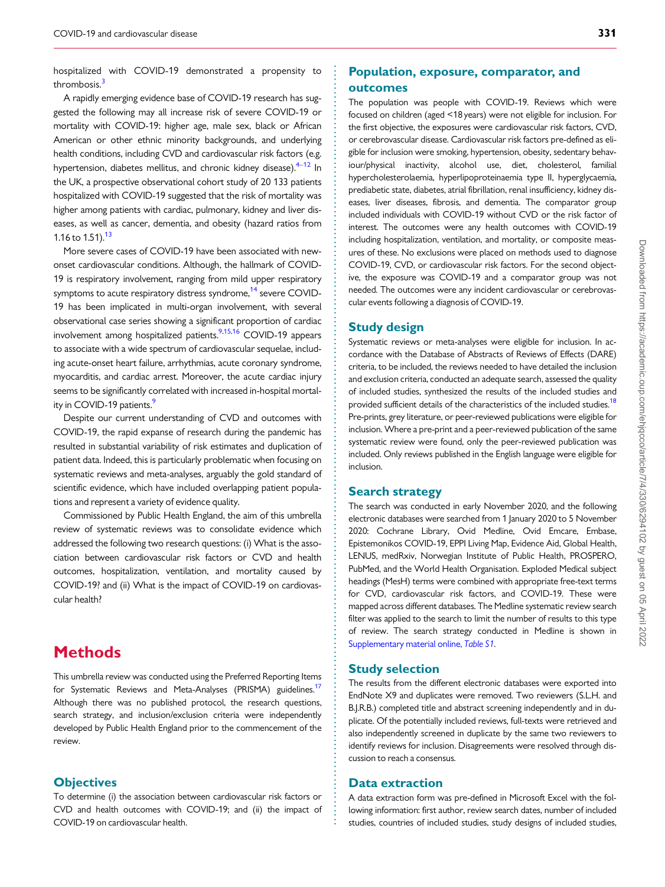hospitalized with COVID-19 demonstrated a propensity to thrombosis.[3]

A rapidly emerging evidence base of COVID-19 research has suggested the following may all increase risk of severe COVID-19 or mortality with COVID-19: higher age, male sex, black or African American or other ethnic minority backgrounds, and underlying health conditions, including CVD and cardiovascular risk factors (e.g. hypertension, diabetes mellitus, and chronic kidney disease).[4–12] In the UK, a prospective observational cohort study of 20 133 patients hospitalized with COVID-19 suggested that the risk of mortality was higher among patients with cardiac, pulmonary, kidney and liver diseases, as well as cancer, dementia, and obesity (hazard ratios from 1.16 to 1.51).[13]

More severe cases of COVID-19 have been associated with new-onset cardiovascular conditions. Although, the hallmark of COVID-19 is respiratory involvement, ranging from mild upper respiratory symptoms to acute respiratory distress syndrome,[14] severe COVID-19 has been implicated in multi-organ involvement, with several observational case series showing a significant proportion of cardiac involvement among hospitalized patients.[9,15,16] COVID-19 appears to associate with a wide spectrum of cardiovascular sequelae, including acute-onset heart failure, arrhythmias, acute coronary syndrome, myocarditis, and cardiac arrest. Moreover, the acute cardiac injury seems to be significantly correlated with increased in-hospital mortality in COVID-19 patients.[9]

Despite our current understanding of CVD and outcomes with COVID-19, the rapid expanse of research during the pandemic has resulted in substantial variability of risk estimates and duplication of patient data. Indeed, this is particularly problematic when focusing on systematic reviews and meta-analyses, arguably the gold standard of scientific evidence, which have included overlapping patient populations and represent a variety of evidence quality.

Commissioned by Public Health England, the aim of this umbrella review of systematic reviews was to consolidate evidence which addressed the following two research questions: (i) What is the association between cardiovascular risk factors or CVD and health outcomes, hospitalization, ventilation, and mortality caused by COVID-19? and (ii) What is the impact of COVID-19 on cardiovascular health?

# Methods

This umbrella review was conducted using the Preferred Reporting Items for Systematic Reviews and Meta-Analyses (PRISMA) guidelines.[17] Although there was no published protocol, the research questions, search strategy, and inclusion/exclusion criteria were independently developed by Public Health England prior to the commencement of the review.

## Objectives

To determine (i) the association between cardiovascular risk factors or CVD and health outcomes with COVID-19; and (ii) the impact of COVID-19 on cardiovascular health.

## Population, exposure, comparator, and outcomes

The population was people with COVID-19. Reviews which were focused on children (aged <18 years) were not eligible for inclusion. For the first objective, the exposures were cardiovascular risk factors, CVD, or cerebrovascular disease. Cardiovascular risk factors pre-defined as eligible for inclusion were smoking, hypertension, obesity, sedentary behaviour/physical inactivity, alcohol use, diet, cholesterol, familial hypercholesterolaemia, hyperlipoproteinaemia type II, hyperglycaemia, prediabetic state, diabetes, atrial fibrillation, renal insufficiency, kidney diseases, liver diseases, fibrosis, and dementia. The comparator group included individuals with COVID-19 without CVD or the risk factor of interest. The outcomes were any health outcomes with COVID-19 including hospitalization, ventilation, and mortality, or composite measures of these. No exclusions were placed on methods used to diagnose COVID-19, CVD, or cardiovascular risk factors. For the second objective, the exposure was COVID-19 and a comparator group was not needed. The outcomes were any incident cardiovascular or cerebrovascular events following a diagnosis of COVID-19.

## Study design

Systematic reviews or meta-analyses were eligible for inclusion. In accordance with the Database of Abstracts of Reviews of Effects (DARE) criteria, to be included, the reviews needed to have detailed the inclusion and exclusion criteria, conducted an adequate search, assessed the quality of included studies, synthesized the results of the included studies and provided sufficient details of the characteristics of the included studies.[18] Pre-prints, grey literature, or peer-reviewed publications were eligible for inclusion. Where a pre-print and a peer-reviewed publication of the same systematic review were found, only the peer-reviewed publication was included. Only reviews published in the English language were eligible for inclusion.

## Search strategy

The search was conducted in early November 2020, and the following electronic databases were searched from 1 January 2020 to 5 November 2020: Cochrane Library, Ovid Medline, Ovid Emcare, Embase, Epistemonikos COVID-19, EPPI Living Map, Evidence Aid, Global Health, LENUS, medRxiv, Norwegian Institute of Public Health, PROSPERO, PubMed, and the World Health Organisation. Exploded Medical subject headings (MesH) terms were combined with appropriate free-text terms for CVD, cardiovascular risk factors, and COVID-19. These were mapped across different databases. The Medline systematic review search filter was applied to the search to limit the number of results to this type of review. The search strategy conducted in Medline is shown in Supplementary material online, *Table S1*.

## Study selection

The results from the different electronic databases were exported into EndNote X9 and duplicates were removed. Two reviewers (S.L.H. and B.J.R.B.) completed title and abstract screening independently and in duplicate. Of the potentially included reviews, full-texts were retrieved and also independently screened in duplicate by the same two reviewers to identify reviews for inclusion. Disagreements were resolved through discussion to reach a consensus.

## Data extraction

A data extraction form was pre-defined in Microsoft Excel with the following information: first author, review search dates, number of included studies, countries of included studies, study designs of included studies,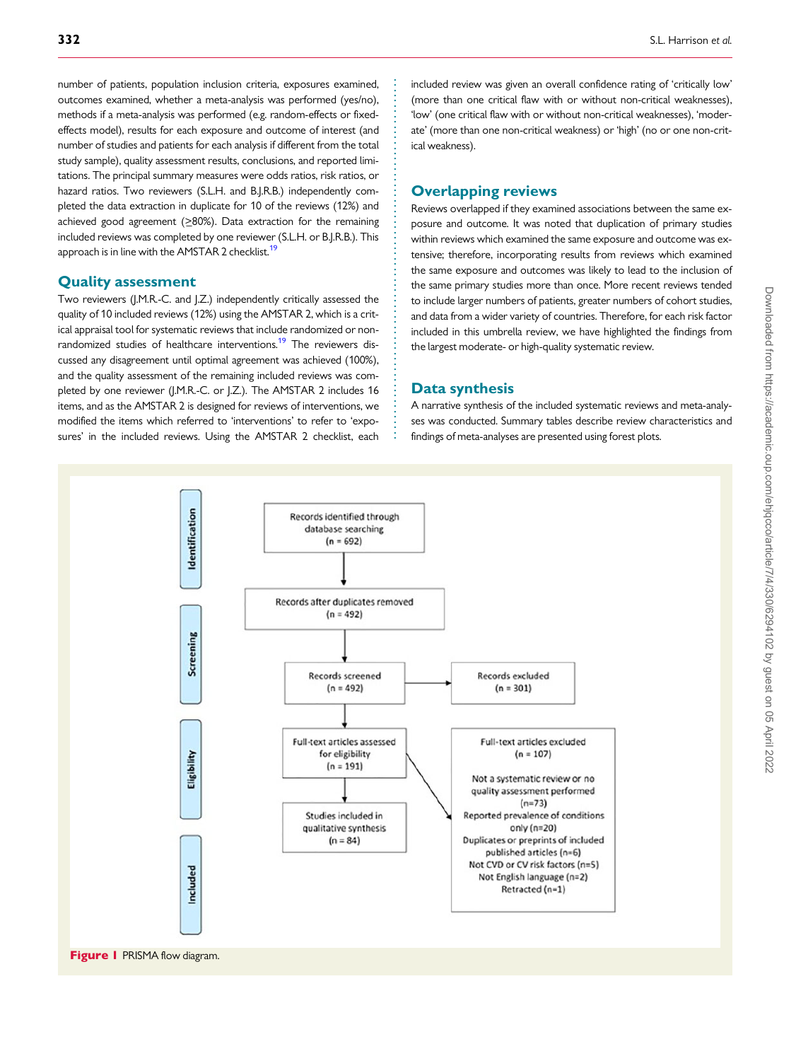number of patients, population inclusion criteria, exposures examined, outcomes examined, whether a meta-analysis was performed (yes/no), methods if a meta-analysis was performed (e.g. random-effects or fixed-effects model), results for each exposure and outcome of interest (and number of studies and patients for each analysis if different from the total study sample), quality assessment results, conclusions, and reported limitations. The principal summary measures were odds ratios, risk ratios, or hazard ratios. Two reviewers (S.L.H. and B.J.R.B.) independently completed the data extraction in duplicate for 10 of the reviews (12%) and achieved good agreement (≥80%). Data extraction for the remaining included reviews was completed by one reviewer (S.L.H. or B.J.R.B.). This approach is in line with the AMSTAR 2 checklist.[19]

## Quality assessment

Two reviewers (J.M.R.-C. and J.Z.) independently critically assessed the quality of 10 included reviews (12%) using the AMSTAR 2, which is a critical appraisal tool for systematic reviews that include randomized or non-randomized studies of healthcare interventions.[19] The reviewers discussed any disagreement until optimal agreement was achieved (100%), and the quality assessment of the remaining included reviews was completed by one reviewer (J.M.R.-C. or J.Z.). The AMSTAR 2 includes 16 items, and as the AMSTAR 2 is designed for reviews of interventions, we modified the items which referred to 'interventions' to refer to 'exposures' in the included reviews. Using the AMSTAR 2 checklist, each included review was given an overall confidence rating of 'critically low' (more than one critical flaw with or without non-critical weaknesses), 'low' (one critical flaw with or without non-critical weaknesses), 'moderate' (more than one non-critical weakness) or 'high' (no or one non-critical weakness).

## Overlapping reviews

Reviews overlapped if they examined associations between the same exposure and outcome. It was noted that duplication of primary studies within reviews which examined the same exposure and outcome was extensive; therefore, incorporating results from reviews which examined the same exposure and outcomes was likely to lead to the inclusion of the same primary studies more than once. More recent reviews tended to include larger numbers of patients, greater numbers of cohort studies, and data from a wider variety of countries. Therefore, for each risk factor included in this umbrella review, we have highlighted the findings from the largest moderate- or high-quality systematic review.

## Data synthesis

A narrative synthesis of the included systematic reviews and meta-analyses was conducted. Summary tables describe review characteristics and findings of meta-analyses are presented using forest plots.

- **Identification**: Records identified through database searching (n = 692)
- Records after duplicates removed (n = 492)
- **Screening**: Records screened (n = 492) → Records excluded (n = 301)
- **Eligibility**: Full-text articles assessed for eligibility (n = 191) → Full-text articles excluded (n = 107)
  - Not a systematic review or no quality assessment performed (n=73)
  - Reported prevalence of conditions only (n=20)
  - Duplicates or preprints of included published articles (n=6)
  - Not CVD or CV risk factors (n=5)
  - Not English language (n=2)
  - Retracted (n=1)
- **Included**: Studies included in qualitative synthesis (n = 84)

**Figure 1** PRISMA flow diagram.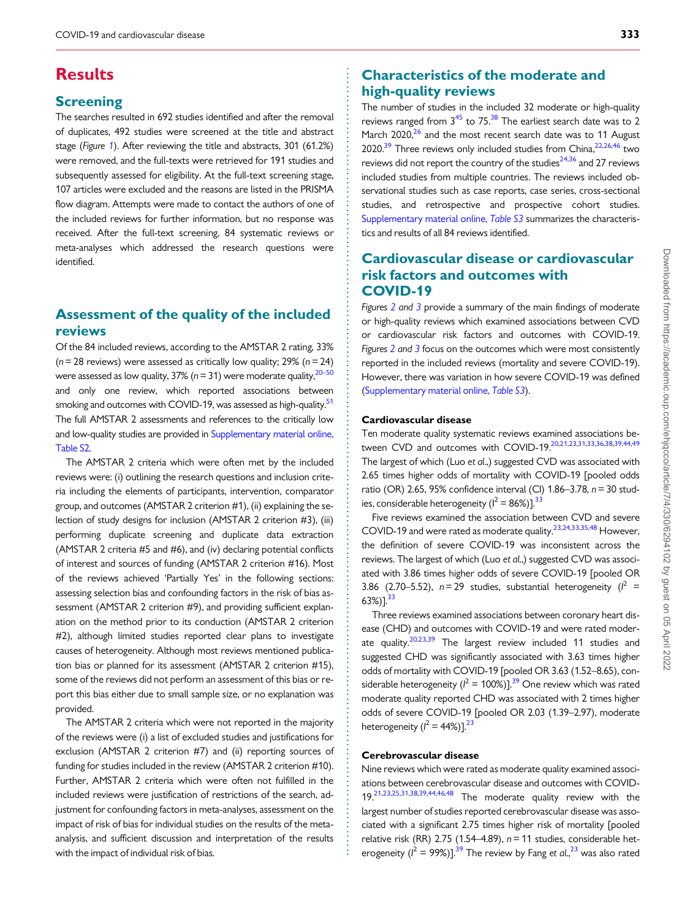# Results

## Screening

The searches resulted in 692 studies identified and after the removal of duplicates, 492 studies were screened at the title and abstract stage (Figure 1). After reviewing the title and abstracts, 301 (61.2%) were removed, and the full-texts were retrieved for 191 studies and subsequently assessed for eligibility. At the full-text screening stage, 107 articles were excluded and the reasons are listed in the PRISMA flow diagram. Attempts were made to contact the authors of one of the included reviews for further information, but no response was received. After the full-text screening, 84 systematic reviews or meta-analyses which addressed the research questions were identified.

## Assessment of the quality of the included reviews

Of the 84 included reviews, according to the AMSTAR 2 rating, 33% ($n = 28$ reviews) were assessed as critically low quality; 29% ($n = 24$) were assessed as low quality, 37% ($n = 31$) were moderate quality,[20–50] and only one review, which reported associations between smoking and outcomes with COVID-19, was assessed as high-quality.[51] The full AMSTAR 2 assessments and references to the critically low and low-quality studies are provided in Supplementary material online, Table S2.

The AMSTAR 2 criteria which were often met by the included reviews were: (i) outlining the research questions and inclusion criteria including the elements of participants, intervention, comparator group, and outcomes (AMSTAR 2 criterion #1), (ii) explaining the selection of study designs for inclusion (AMSTAR 2 criterion #3), (iii) performing duplicate screening and duplicate data extraction (AMSTAR 2 criteria #5 and #6), and (iv) declaring potential conflicts of interest and sources of funding (AMSTAR 2 criterion #16). Most of the reviews achieved 'Partially Yes' in the following sections: assessing selection bias and confounding factors in the risk of bias assessment (AMSTAR 2 criterion #9), and providing sufficient explanation on the method prior to its conduction (AMSTAR 2 criterion #2), although limited studies reported clear plans to investigate causes of heterogeneity. Although most reviews mentioned publication bias or planned for its assessment (AMSTAR 2 criterion #15), some of the reviews did not perform an assessment of this bias or report this bias either due to small sample size, or no explanation was provided.

The AMSTAR 2 criteria which were not reported in the majority of the reviews were (i) a list of excluded studies and justifications for exclusion (AMSTAR 2 criterion #7) and (ii) reporting sources of funding for studies included in the review (AMSTAR 2 criterion #10). Further, AMSTAR 2 criteria which were often not fulfilled in the included reviews were justification of restrictions of the search, adjustment for confounding factors in meta-analyses, assessment on the impact of risk of bias for individual studies on the results of the meta-analysis, and sufficient discussion and interpretation of the results with the impact of individual risk of bias.

## Characteristics of the moderate and high-quality reviews

The number of studies in the included 32 moderate or high-quality reviews ranged from 3[45] to 75.[38] The earliest search date was to 2 March 2020,[26] and the most recent search date was to 11 August 2020.[39] Three reviews only included studies from China,[22,26,46] two reviews did not report the country of the studies[24,36] and 27 reviews included studies from multiple countries. The reviews included observational studies such as case reports, case series, cross-sectional studies, and retrospective and prospective cohort studies. Supplementary material online, Table S3 summarizes the characteristics and results of all 84 reviews identified.

## Cardiovascular disease or cardiovascular risk factors and outcomes with COVID-19

Figures 2 and 3 provide a summary of the main findings of moderate or high-quality reviews which examined associations between CVD or cardiovascular risk factors and outcomes with COVID-19. Figures 2 and 3 focus on the outcomes which were most consistently reported in the included reviews (mortality and severe COVID-19). However, there was variation in how severe COVID-19 was defined (Supplementary material online, Table S3).

### Cardiovascular disease

Ten moderate quality systematic reviews examined associations between CVD and outcomes with COVID-19.[20,21,23,31,33,36,38,39,44,49] The largest of which (Luo *et al.*,) suggested CVD was associated with 2.65 times higher odds of mortality with COVID-19 [pooled odds ratio (OR) 2.65, 95% confidence interval (CI) 1.86–3.78, $n = 30$ studies, considerable heterogeneity ($I^2 = 86\%$)].[33]

Five reviews examined the association between CVD and severe COVID-19 and were rated as moderate quality.[23,24,33,35,48] However, the definition of severe COVID-19 was inconsistent across the reviews. The largest of which (Luo *et al.*,) suggested CVD was associated with 3.86 times higher odds of severe COVID-19 [pooled OR 3.86 (2.70–5.52), $n = 29$ studies, substantial heterogeneity ($I^2 = 63\%$)].[33]

Three reviews examined associations between coronary heart disease (CHD) and outcomes with COVID-19 and were rated moderate quality.[20,23,39] The largest review included 11 studies and suggested CHD was significantly associated with 3.63 times higher odds of mortality with COVID-19 [pooled OR 3.63 (1.52–8.65), considerable heterogeneity ($I^2 = 100\%$)].[39] One review which was rated moderate quality reported CHD was associated with 2 times higher odds of severe COVID-19 [pooled OR 2.03 (1.39–2.97), moderate heterogeneity ($I^2 = 44\%$)].[23]

### Cerebrovascular disease

Nine reviews which were rated as moderate quality examined associations between cerebrovascular disease and outcomes with COVID-19.[21,23,25,31,38,39,44,46,48] The moderate quality review with the largest number of studies reported cerebrovascular disease was associated with a significant 2.75 times higher risk of mortality [pooled relative risk (RR) 2.75 (1.54–4.89), $n = 11$ studies, considerable heterogeneity ($I^2 = 99\%$)].[39] The review by Fang *et al.*,[23] was also rated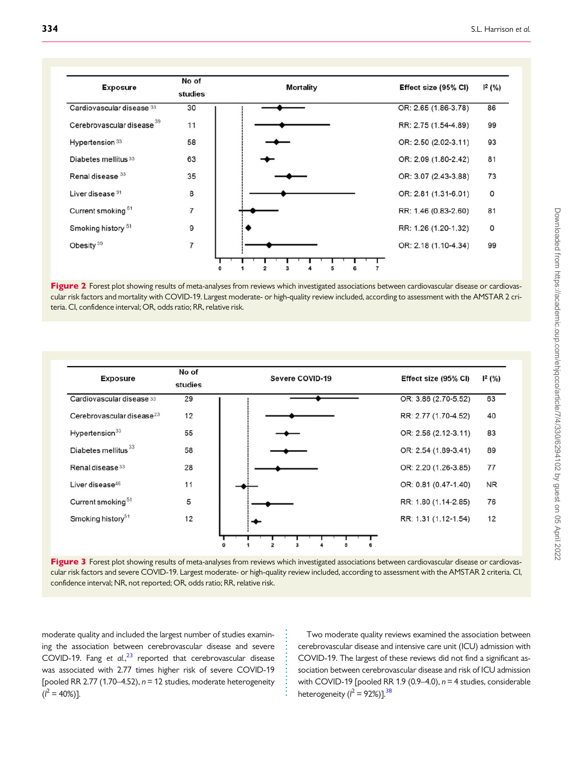| Exposure | No of studies | Mortality | Effect size (95% CI) | I² (%) |
|---|---|---|---|---|
| Cardiovascular disease [33] | 30 | | OR: 2.65 (1.86-3.78) | 86 |
| Cerebrovascular disease [39] | 11 | | RR: 2.75 (1.54-4.89) | 99 |
| Hypertension [33] | 58 | | OR: 2.50 (2.02-3.11) | 93 |
| Diabetes mellitus [33] | 63 | | OR: 2.09 (1.80-2.42) | 81 |
| Renal disease [33] | 35 | | OR: 3.07 (2.43-3.88) | 73 |
| Liver disease [31] | 8 | | OR: 2.81 (1.31-6.01) | 0 |
| Current smoking [51] | 7 | | RR: 1.46 (0.83-2.60) | 81 |
| Smoking history [51] | 9 | | RR: 1.26 (1.20-1.32) | 0 |
| Obesity [39] | 7 | | OR: 2.18 (1.10-4.34) | 99 |

**Figure 2** Forest plot showing results of meta-analyses from reviews which investigated associations between cardiovascular disease or cardiovascular risk factors and mortality with COVID-19. Largest moderate- or high-quality review included, according to assessment with the AMSTAR 2 criteria. CI, confidence interval; OR, odds ratio; RR, relative risk.

| Exposure | No of studies | Severe COVID-19 | Effect size (95% CI) | I² (%) |
|---|---|---|---|---|
| Cardiovascular disease [33] | 29 | | OR: 3.86 (2.70-5.52) | 63 |
| Cerebrovascular disease [23] | 12 | | RR: 2.77 (1.70-4.52) | 40 |
| Hypertension [33] | 55 | | OR: 2.56 (2.12-3.11) | 83 |
| Diabetes mellitus [33] | 58 | | OR: 2.54 (1.89-3.41) | 89 |
| Renal disease [33] | 28 | | OR: 2.20 (1.26-3.85) | 77 |
| Liver disease [46] | 11 | | OR: 0.81 (0.47-1.40) | NR |
| Current smoking [51] | 5 | | RR: 1.80 (1.14-2.85) | 76 |
| Smoking history [51] | 12 | | RR: 1.31 (1.12-1.54) | 12 |

**Figure 3** Forest plot showing results of meta-analyses from reviews which investigated associations between cardiovascular disease or cardiovascular risk factors and severe COVID-19. Largest moderate- or high-quality review included, according to assessment with the AMSTAR 2 criteria. CI, confidence interval; NR, not reported; OR, odds ratio; RR, relative risk.

moderate quality and included the largest number of studies examining the association between cerebrovascular disease and severe COVID-19. Fang *et al.*,[23] reported that cerebrovascular disease was associated with 2.77 times higher risk of severe COVID-19 [pooled RR 2.77 (1.70–4.52), $n = 12$ studies, moderate heterogeneity ($I^2 = 40\%$)].

Two moderate quality reviews examined the association between cerebrovascular disease and intensive care unit (ICU) admission with COVID-19. The largest of these reviews did not find a significant association between cerebrovascular disease and risk of ICU admission with COVID-19 [pooled RR 1.9 (0.9–4.0), $n = 4$ studies, considerable heterogeneity ($I^2 = 92\%$)].[38]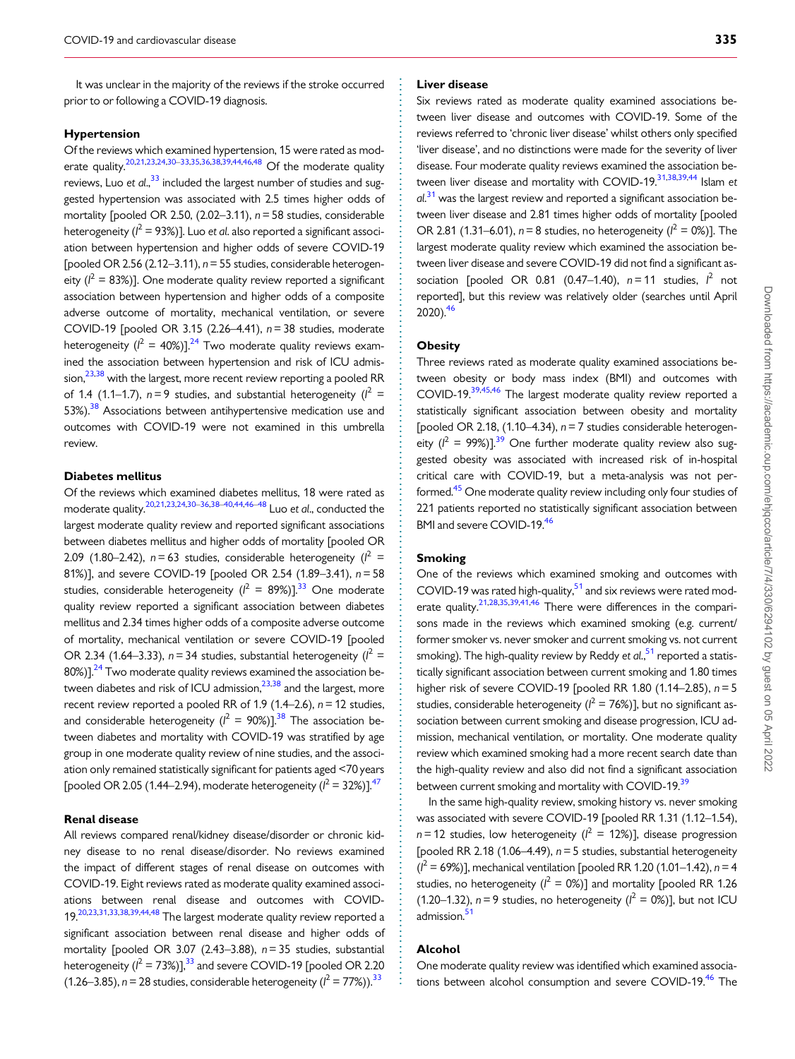It was unclear in the majority of the reviews if the stroke occurred prior to or following a COVID-19 diagnosis.

### Hypertension

Of the reviews which examined hypertension, 15 were rated as moderate quality.[20,21,23,24,30–33,35,36,38,39,44,46,48] Of the moderate quality reviews, Luo *et al.*,[33] included the largest number of studies and suggested hypertension was associated with 2.5 times higher odds of mortality [pooled OR 2.50, (2.02–3.11), $n = 58$ studies, considerable heterogeneity ($I^2$ = 93%)]. Luo *et al.* also reported a significant association between hypertension and higher odds of severe COVID-19 [pooled OR 2.56 (2.12–3.11), $n = 55$ studies, considerable heterogeneity ($I^2$ = 83%)]. One moderate quality review reported a significant association between hypertension and higher odds of a composite adverse outcome of mortality, mechanical ventilation, or severe COVID-19 [pooled OR 3.15 (2.26–4.41), $n = 38$ studies, moderate heterogeneity ($I^2$ = 40%)].[24] Two moderate quality reviews examined the association between hypertension and risk of ICU admission,[23,38] with the largest, more recent review reporting a pooled RR of 1.4 (1.1–1.7), $n = 9$ studies, and substantial heterogeneity ($I^2$ = 53%).[38] Associations between antihypertensive medication use and outcomes with COVID-19 were not examined in this umbrella review.

### Diabetes mellitus

Of the reviews which examined diabetes mellitus, 18 were rated as moderate quality.[20,21,23,24,30–36,38–40,44,46–48] Luo *et al.*, conducted the largest moderate quality review and reported significant associations between diabetes mellitus and higher odds of mortality [pooled OR 2.09 (1.80–2.42), $n = 63$ studies, considerable heterogeneity ($I^2$ = 81%)], and severe COVID-19 [pooled OR 2.54 (1.89–3.41), $n = 58$ studies, considerable heterogeneity ($I^2$ = 89%)].[33] One moderate quality review reported a significant association between diabetes mellitus and 2.34 times higher odds of a composite adverse outcome of mortality, mechanical ventilation or severe COVID-19 [pooled OR 2.34 (1.64–3.33), $n = 34$ studies, substantial heterogeneity ($I^2$ = 80%)].[24] Two moderate quality reviews examined the association between diabetes and risk of ICU admission,[23,38] and the largest, more recent review reported a pooled RR of 1.9 (1.4–2.6), $n = 12$ studies, and considerable heterogeneity ($I^2$ = 90%)].[38] The association between diabetes and mortality with COVID-19 was stratified by age group in one moderate quality review of nine studies, and the association only remained statistically significant for patients aged <70 years [pooled OR 2.05 (1.44–2.94), moderate heterogeneity ($I^2$ = 32%)].[47]

### Renal disease

All reviews compared renal/kidney disease/disorder or chronic kidney disease to no renal disease/disorder. No reviews examined the impact of different stages of renal disease on outcomes with COVID-19. Eight reviews rated as moderate quality examined associations between renal disease and outcomes with COVID-19.[20,23,31,33,38,39,44,48] The largest moderate quality review reported a significant association between renal disease and higher odds of mortality [pooled OR 3.07 (2.43–3.88), $n = 35$ studies, substantial heterogeneity ($I^2$ = 73%)],[33] and severe COVID-19 [pooled OR 2.20 (1.26–3.85), $n = 28$ studies, considerable heterogeneity ($I^2$ = 77%)).[33]

### Liver disease

Six reviews rated as moderate quality examined associations between liver disease and outcomes with COVID-19. Some of the reviews referred to 'chronic liver disease' whilst others only specified 'liver disease', and no distinctions were made for the severity of liver disease. Four moderate quality reviews examined the association between liver disease and mortality with COVID-19.[31,38,39,44] Islam *et al.*[31] was the largest review and reported a significant association between liver disease and 2.81 times higher odds of mortality [pooled OR 2.81 (1.31–6.01), $n = 8$ studies, no heterogeneity ($I^2$ = 0%)]. The largest moderate quality review which examined the association between liver disease and severe COVID-19 did not find a significant association [pooled OR 0.81 (0.47–1.40), $n = 11$ studies, $I^2$ not reported], but this review was relatively older (searches until April 2020).[46]

### Obesity

Three reviews rated as moderate quality examined associations between obesity or body mass index (BMI) and outcomes with COVID-19.[39,45,46] The largest moderate quality review reported a statistically significant association between obesity and mortality [pooled OR 2.18, (1.10–4.34), $n = 7$ studies considerable heterogeneity ($I^2$ = 99%)].[39] One further moderate quality review also suggested obesity was associated with increased risk of in-hospital critical care with COVID-19, but a meta-analysis was not performed.[45] One moderate quality review including only four studies of 221 patients reported no statistically significant association between BMI and severe COVID-19.[46]

### Smoking

One of the reviews which examined smoking and outcomes with COVID-19 was rated high-quality,[51] and six reviews were rated moderate quality.[21,28,35,39,41,46] There were differences in the comparisons made in the reviews which examined smoking (e.g. current/former smoker vs. never smoker and current smoking vs. not current smoking). The high-quality review by Reddy *et al.*,[51] reported a statistically significant association between current smoking and 1.80 times higher risk of severe COVID-19 [pooled RR 1.80 (1.14–2.85), $n = 5$ studies, considerable heterogeneity ($I^2$ = 76%)], but no significant association between current smoking and disease progression, ICU admission, mechanical ventilation, or mortality. One moderate quality review which examined smoking had a more recent search date than the high-quality review and also did not find a significant association between current smoking and mortality with COVID-19.[39]

In the same high-quality review, smoking history vs. never smoking was associated with severe COVID-19 [pooled RR 1.31 (1.12–1.54), $n = 12$ studies, low heterogeneity ($I^2$ = 12%)], disease progression [pooled RR 2.18 (1.06–4.49), $n = 5$ studies, substantial heterogeneity ($I^2$ = 69%)], mechanical ventilation [pooled RR 1.20 (1.01–1.42), $n = 4$ studies, no heterogeneity ($I^2$ = 0%)] and mortality [pooled RR 1.26 (1.20–1.32), $n = 9$ studies, no heterogeneity ($I^2$ = 0%)], but not ICU admission.[51]

### Alcohol

One moderate quality review was identified which examined associations between alcohol consumption and severe COVID-19.[46] The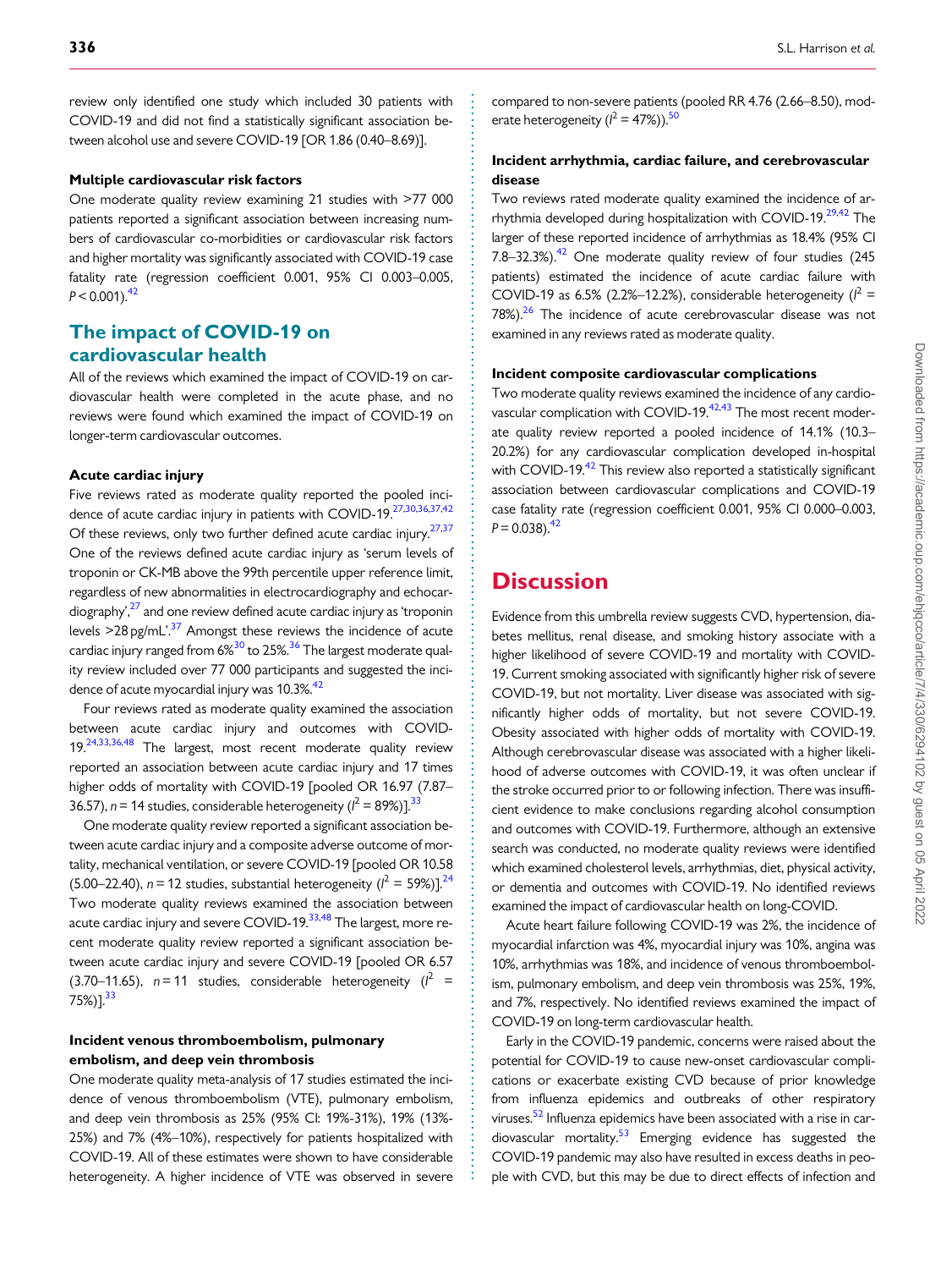review only identified one study which included 30 patients with COVID-19 and did not find a statistically significant association between alcohol use and severe COVID-19 [OR 1.86 (0.40–8.69)].

#### Multiple cardiovascular risk factors

One moderate quality review examining 21 studies with >77 000 patients reported a significant association between increasing numbers of cardiovascular co-morbidities or cardiovascular risk factors and higher mortality was significantly associated with COVID-19 case fatality rate (regression coefficient 0.001, 95% CI 0.003–0.005, $P < 0.001$).[42]

## The impact of COVID-19 on cardiovascular health

All of the reviews which examined the impact of COVID-19 on cardiovascular health were completed in the acute phase, and no reviews were found which examined the impact of COVID-19 on longer-term cardiovascular outcomes.

#### Acute cardiac injury

Five reviews rated as moderate quality reported the pooled incidence of acute cardiac injury in patients with COVID-19.[27,30,36,37,42] Of these reviews, only two further defined acute cardiac injury.[27,37] One of the reviews defined acute cardiac injury as 'serum levels of troponin or CK-MB above the 99th percentile upper reference limit, regardless of new abnormalities in electrocardiography and echocardiography',[27] and one review defined acute cardiac injury as 'troponin levels >28 pg/mL'.[37] Amongst these reviews the incidence of acute cardiac injury ranged from 6%[30] to 25%.[36] The largest moderate quality review included over 77 000 participants and suggested the incidence of acute myocardial injury was 10.3%.[42]

Four reviews rated as moderate quality examined the association between acute cardiac injury and outcomes with COVID-19.[24,33,36,48] The largest, most recent moderate quality review reported an association between acute cardiac injury and 17 times higher odds of mortality with COVID-19 [pooled OR 16.97 (7.87–36.57), $n = 14$ studies, considerable heterogeneity ($I^2 = 89\%$)].[33]

One moderate quality review reported a significant association between acute cardiac injury and a composite adverse outcome of mortality, mechanical ventilation, or severe COVID-19 [pooled OR 10.58 (5.00–22.40), $n = 12$ studies, substantial heterogeneity ($I^2 = 59\%$)].[24] Two moderate quality reviews examined the association between acute cardiac injury and severe COVID-19.[33,48] The largest, more recent moderate quality review reported a significant association between acute cardiac injury and severe COVID-19 [pooled OR 6.57 (3.70–11.65), $n = 11$ studies, considerable heterogeneity ($I^2 = 75\%$)].[33]

#### Incident venous thromboembolism, pulmonary embolism, and deep vein thrombosis

One moderate quality meta-analysis of 17 studies estimated the incidence of venous thromboembolism (VTE), pulmonary embolism, and deep vein thrombosis as 25% (95% CI: 19%-31%), 19% (13%-25%) and 7% (4%–10%), respectively for patients hospitalized with COVID-19. All of these estimates were shown to have considerable heterogeneity. A higher incidence of VTE was observed in severe compared to non-severe patients (pooled RR 4.76 (2.66–8.50), moderate heterogeneity ($I^2 = 47\%$)).[50]

#### Incident arrhythmia, cardiac failure, and cerebrovascular disease

Two reviews rated moderate quality examined the incidence of arrhythmia developed during hospitalization with COVID-19.[29,42] The larger of these reported incidence of arrhythmias as 18.4% (95% CI 7.8–32.3%).[42] One moderate quality review of four studies (245 patients) estimated the incidence of acute cardiac failure with COVID-19 as 6.5% (2.2%–12.2%), considerable heterogeneity ($I^2 = 78\%$).[26] The incidence of acute cerebrovascular disease was not examined in any reviews rated as moderate quality.

#### Incident composite cardiovascular complications

Two moderate quality reviews examined the incidence of any cardiovascular complication with COVID-19.[42,43] The most recent moderate quality review reported a pooled incidence of 14.1% (10.3–20.2%) for any cardiovascular complication developed in-hospital with COVID-19.[42] This review also reported a statistically significant association between cardiovascular complications and COVID-19 case fatality rate (regression coefficient 0.001, 95% CI 0.000–0.003, $P = 0.038$).[42]

# Discussion

Evidence from this umbrella review suggests CVD, hypertension, diabetes mellitus, renal disease, and smoking history associate with a higher likelihood of severe COVID-19 and mortality with COVID-19. Current smoking associated with significantly higher risk of severe COVID-19, but not mortality. Liver disease was associated with significantly higher odds of mortality, but not severe COVID-19. Obesity associated with higher odds of mortality with COVID-19. Although cerebrovascular disease was associated with a higher likelihood of adverse outcomes with COVID-19, it was often unclear if the stroke occurred prior to or following infection. There was insufficient evidence to make conclusions regarding alcohol consumption and outcomes with COVID-19. Furthermore, although an extensive search was conducted, no moderate quality reviews were identified which examined cholesterol levels, arrhythmias, diet, physical activity, or dementia and outcomes with COVID-19. No identified reviews examined the impact of cardiovascular health on long-COVID.

Acute heart failure following COVID-19 was 2%, the incidence of myocardial infarction was 4%, myocardial injury was 10%, angina was 10%, arrhythmias was 18%, and incidence of venous thromboembolism, pulmonary embolism, and deep vein thrombosis was 25%, 19%, and 7%, respectively. No identified reviews examined the impact of COVID-19 on long-term cardiovascular health.

Early in the COVID-19 pandemic, concerns were raised about the potential for COVID-19 to cause new-onset cardiovascular complications or exacerbate existing CVD because of prior knowledge from influenza epidemics and outbreaks of other respiratory viruses.[52] Influenza epidemics have been associated with a rise in cardiovascular mortality.[53] Emerging evidence has suggested the COVID-19 pandemic may also have resulted in excess deaths in people with CVD, but this may be due to direct effects of infection and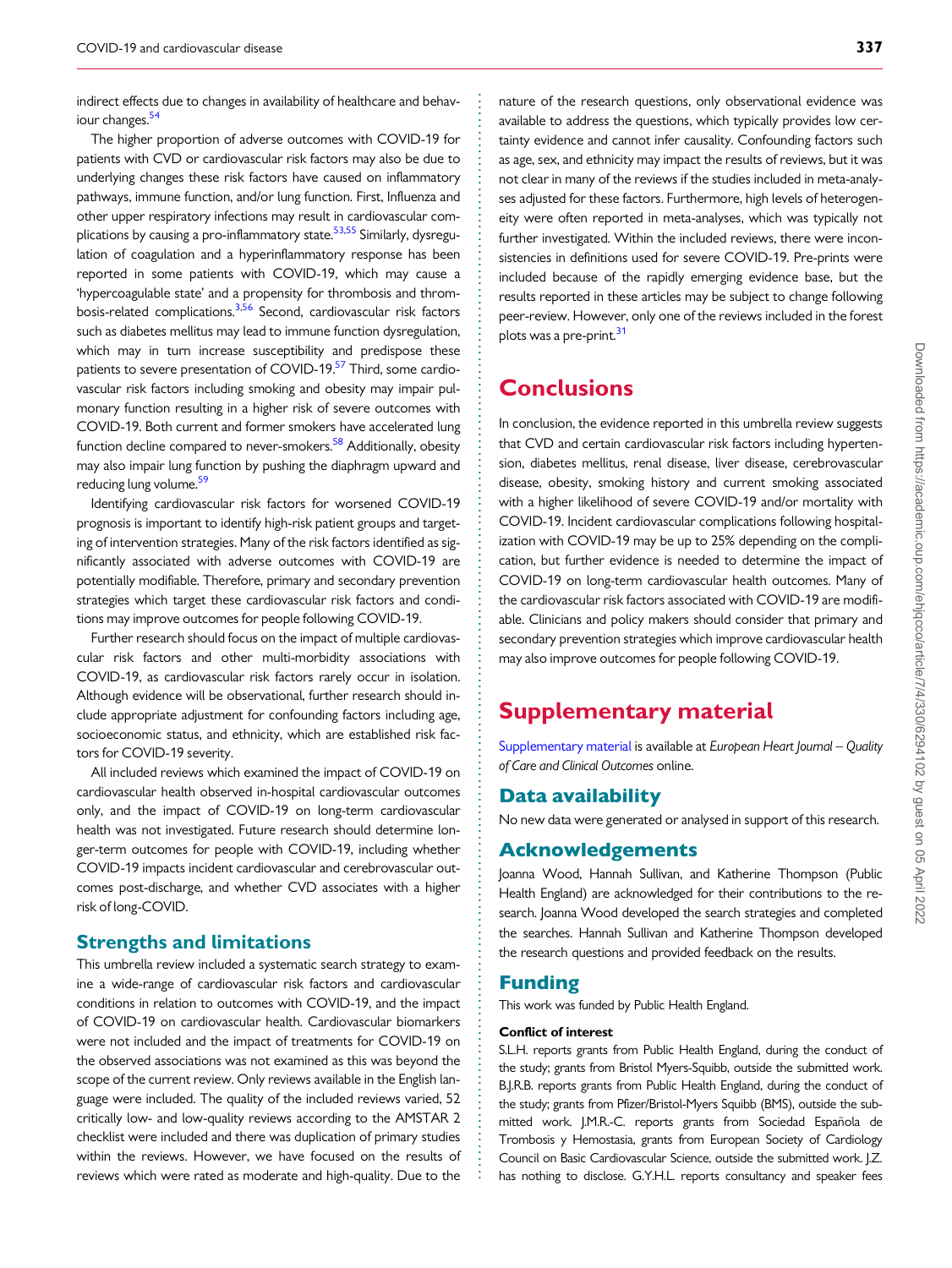indirect effects due to changes in availability of healthcare and behaviour changes.[54]

The higher proportion of adverse outcomes with COVID-19 for patients with CVD or cardiovascular risk factors may also be due to underlying changes these risk factors have caused on inflammatory pathways, immune function, and/or lung function. First, Influenza and other upper respiratory infections may result in cardiovascular complications by causing a pro-inflammatory state.[53,55] Similarly, dysregulation of coagulation and a hyperinflammatory response has been reported in some patients with COVID-19, which may cause a 'hypercoagulable state' and a propensity for thrombosis and thrombosis-related complications.[3,56] Second, cardiovascular risk factors such as diabetes mellitus may lead to immune function dysregulation, which may in turn increase susceptibility and predispose these patients to severe presentation of COVID-19.[57] Third, some cardiovascular risk factors including smoking and obesity may impair pulmonary function resulting in a higher risk of severe outcomes with COVID-19. Both current and former smokers have accelerated lung function decline compared to never-smokers.[58] Additionally, obesity may also impair lung function by pushing the diaphragm upward and reducing lung volume.[59]

Identifying cardiovascular risk factors for worsened COVID-19 prognosis is important to identify high-risk patient groups and targeting of intervention strategies. Many of the risk factors identified as significantly associated with adverse outcomes with COVID-19 are potentially modifiable. Therefore, primary and secondary prevention strategies which target these cardiovascular risk factors and conditions may improve outcomes for people following COVID-19.

Further research should focus on the impact of multiple cardiovascular risk factors and other multi-morbidity associations with COVID-19, as cardiovascular risk factors rarely occur in isolation. Although evidence will be observational, further research should include appropriate adjustment for confounding factors including age, socioeconomic status, and ethnicity, which are established risk factors for COVID-19 severity.

All included reviews which examined the impact of COVID-19 on cardiovascular health observed in-hospital cardiovascular outcomes only, and the impact of COVID-19 on long-term cardiovascular health was not investigated. Future research should determine longer-term outcomes for people with COVID-19, including whether COVID-19 impacts incident cardiovascular and cerebrovascular outcomes post-discharge, and whether CVD associates with a higher risk of long-COVID.

## Strengths and limitations

This umbrella review included a systematic search strategy to examine a wide-range of cardiovascular risk factors and cardiovascular conditions in relation to outcomes with COVID-19, and the impact of COVID-19 on cardiovascular health. Cardiovascular biomarkers were not included and the impact of treatments for COVID-19 on the observed associations was not examined as this was beyond the scope of the current review. Only reviews available in the English language were included. The quality of the included reviews varied, 52 critically low- and low-quality reviews according to the AMSTAR 2 checklist were included and there was duplication of primary studies within the reviews. However, we have focused on the results of reviews which were rated as moderate and high-quality. Due to the nature of the research questions, only observational evidence was available to address the questions, which typically provides low certainty evidence and cannot infer causality. Confounding factors such as age, sex, and ethnicity may impact the results of reviews, but it was not clear in many of the reviews if the studies included in meta-analyses adjusted for these factors. Furthermore, high levels of heterogeneity were often reported in meta-analyses, which was typically not further investigated. Within the included reviews, there were inconsistencies in definitions used for severe COVID-19. Pre-prints were included because of the rapidly emerging evidence base, but the results reported in these articles may be subject to change following peer-review. However, only one of the reviews included in the forest plots was a pre-print.[31]

# Conclusions

In conclusion, the evidence reported in this umbrella review suggests that CVD and certain cardiovascular risk factors including hypertension, diabetes mellitus, renal disease, liver disease, cerebrovascular disease, obesity, smoking history and current smoking associated with a higher likelihood of severe COVID-19 and/or mortality with COVID-19. Incident cardiovascular complications following hospitalization with COVID-19 may be up to 25% depending on the complication, but further evidence is needed to determine the impact of COVID-19 on long-term cardiovascular health outcomes. Many of the cardiovascular risk factors associated with COVID-19 are modifiable. Clinicians and policy makers should consider that primary and secondary prevention strategies which improve cardiovascular health may also improve outcomes for people following COVID-19.

# Supplementary material

Supplementary material is available at *European Heart Journal – Quality of Care and Clinical Outcomes* online.

## Data availability

No new data were generated or analysed in support of this research.

## Acknowledgements

Joanna Wood, Hannah Sullivan, and Katherine Thompson (Public Health England) are acknowledged for their contributions to the research. Joanna Wood developed the search strategies and completed the searches. Hannah Sullivan and Katherine Thompson developed the research questions and provided feedback on the results.

## Funding

This work was funded by Public Health England.

**Conflict of interest**

S.L.H. reports grants from Public Health England, during the conduct of the study; grants from Bristol Myers-Squibb, outside the submitted work. B.J.R.B. reports grants from Public Health England, during the conduct of the study; grants from Pfizer/Bristol-Myers Squibb (BMS), outside the submitted work. J.M.R.-C. reports grants from Sociedad Española de Trombosis y Hemostasia, grants from European Society of Cardiology Council on Basic Cardiovascular Science, outside the submitted work. J.Z. has nothing to disclose. G.Y.H.L. reports consultancy and speaker fees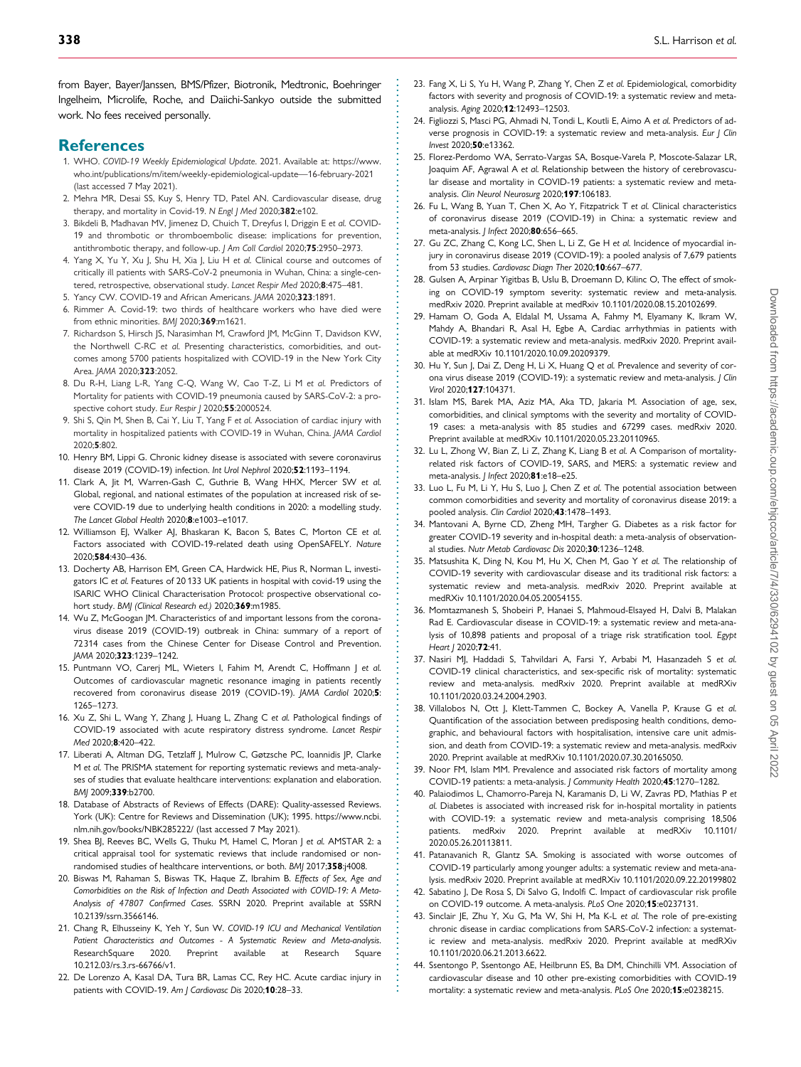from Bayer, Bayer/Janssen, BMS/Pfizer, Biotronik, Medtronic, Boehringer Ingelheim, Microlife, Roche, and Daiichi-Sankyo outside the submitted work. No fees received personally.

## References

1. WHO. *COVID-19 Weekly Epidemiological Update*. 2021. Available at: https://www.who.int/publications/m/item/weekly-epidemiological-update—16-february-2021 (last accessed 7 May 2021).
2. Mehra MR, Desai SS, Kuy S, Henry TD, Patel AN. Cardiovascular disease, drug therapy, and mortality in Covid-19. *N Engl J Med* 2020;**382**:e102.
3. Bikdeli B, Madhavan MV, Jimenez D, Chuich T, Dreyfus I, Driggin E *et al*. COVID-19 and thrombotic or thromboembolic disease: implications for prevention, antithrombotic therapy, and follow-up. *J Am Coll Cardiol* 2020;**75**:2950–2973.
4. Yang X, Yu Y, Xu J, Shu H, Xia J, Liu H *et al*. Clinical course and outcomes of critically ill patients with SARS-CoV-2 pneumonia in Wuhan, China: a single-centered, retrospective, observational study. *Lancet Respir Med* 2020;**8**:475–481.
5. Yancy CW. COVID-19 and African Americans. *JAMA* 2020;**323**:1891.
6. Rimmer A. Covid-19: two thirds of healthcare workers who have died were from ethnic minorities. *BMJ* 2020;**369**:m1621.
7. Richardson S, Hirsch JS, Narasimhan M, Crawford JM, McGinn T, Davidson KW, the Northwell C-RC *et al*. Presenting characteristics, comorbidities, and outcomes among 5700 patients hospitalized with COVID-19 in the New York City Area. *JAMA* 2020;**323**:2052.
8. Du R-H, Liang L-R, Yang C-Q, Wang W, Cao T-Z, Li M *et al*. Predictors of Mortality for patients with COVID-19 pneumonia caused by SARS-CoV-2: a prospective cohort study. *Eur Respir J* 2020;**55**:2000524.
9. Shi S, Qin M, Shen B, Cai Y, Liu T, Yang F *et al*. Association of cardiac injury with mortality in hospitalized patients with COVID-19 in Wuhan, China. *JAMA Cardiol* 2020;**5**:802.
10. Henry BM, Lippi G. Chronic kidney disease is associated with severe coronavirus disease 2019 (COVID-19) infection. *Int Urol Nephrol* 2020;**52**:1193–1194.
11. Clark A, Jit M, Warren-Gash C, Guthrie B, Wang HHX, Mercer SW *et al*. Global, regional, and national estimates of the population at increased risk of severe COVID-19 due to underlying health conditions in 2020: a modelling study. *The Lancet Global Health* 2020;**8**:e1003–e1017.
12. Williamson EJ, Walker AJ, Bhaskaran K, Bacon S, Bates C, Morton CE *et al*. Factors associated with COVID-19-related death using OpenSAFELY. *Nature* 2020;**584**:430–436.
13. Docherty AB, Harrison EM, Green CA, Hardwick HE, Pius R, Norman L, investigators IC *et al*. Features of 20 133 UK patients in hospital with covid-19 using the ISARIC WHO Clinical Characterisation Protocol: prospective observational cohort study. *BMJ (Clinical Research ed.)* 2020;**369**:m1985.
14. Wu Z, McGoogan JM. Characteristics of and important lessons from the coronavirus disease 2019 (COVID-19) outbreak in China: summary of a report of 72314 cases from the Chinese Center for Disease Control and Prevention. *JAMA* 2020;**323**:1239–1242.
15. Puntmann VO, Carerj ML, Wieters I, Fahim M, Arendt C, Hoffmann J *et al*. Outcomes of cardiovascular magnetic resonance imaging in patients recently recovered from coronavirus disease 2019 (COVID-19). *JAMA Cardiol* 2020;**5**: 1265–1273.
16. Xu Z, Shi L, Wang Y, Zhang J, Huang L, Zhang C *et al*. Pathological findings of COVID-19 associated with acute respiratory distress syndrome. *Lancet Respir Med* 2020;**8**:420–422.
17. Liberati A, Altman DG, Tetzlaff J, Mulrow C, Gøtzsche PC, Ioannidis JP, Clarke M *et al*. The PRISMA statement for reporting systematic reviews and meta-analyses of studies that evaluate healthcare interventions: explanation and elaboration. *BMJ* 2009;**339**:b2700.
18. Database of Abstracts of Reviews of Effects (DARE): Quality-assessed Reviews. York (UK): Centre for Reviews and Dissemination (UK); 1995. https://www.ncbi.nlm.nih.gov/books/NBK285222/ (last accessed 7 May 2021).
19. Shea BJ, Reeves BC, Wells G, Thuku M, Hamel C, Moran J *et al*. AMSTAR 2: a critical appraisal tool for systematic reviews that include randomised or non-randomised studies of healthcare interventions, or both. *BMJ* 2017;**358**:j4008.
20. Biswas M, Rahaman S, Biswas TK, Haque Z, Ibrahim B. *Effects of Sex, Age and Comorbidities on the Risk of Infection and Death Associated with COVID-19: A Meta-Analysis of 47807 Confirmed Cases*. SSRN 2020. Preprint available at SSRN 10.2139/ssrn.3566146.
21. Chang R, Elhusseiny K, Yeh Y, Sun W. *COVID-19 ICU and Mechanical Ventilation Patient Characteristics and Outcomes - A Systematic Review and Meta-analysis*. ResearchSquare 2020. Preprint available at Research Square 10.212.03/rs.3.rs-66766/v1.
22. De Lorenzo A, Kasal DA, Tura BR, Lamas CC, Rey HC. Acute cardiac injury in patients with COVID-19. *Am J Cardiovasc Dis* 2020;**10**:28–33.
23. Fang X, Li S, Yu H, Wang P, Zhang Y, Chen Z *et al*. Epidemiological, comorbidity factors with severity and prognosis of COVID-19: a systematic review and meta-analysis. *Aging* 2020;**12**:12493–12503.
24. Figliozzi S, Masci PG, Ahmadi N, Tondi L, Koutli E, Aimo A *et al*. Predictors of adverse prognosis in COVID-19: a systematic review and meta-analysis. *Eur J Clin Invest* 2020;**50**:e13362.
25. Florez-Perdomo WA, Serrato-Vargas SA, Bosque-Varela P, Moscote-Salazar LR, Joaquim AF, Agrawal A *et al*. Relationship between the history of cerebrovascular disease and mortality in COVID-19 patients: a systematic review and meta-analysis. *Clin Neurol Neurosurg* 2020;**197**:106183.
26. Fu L, Wang B, Yuan T, Chen X, Ao Y, Fitzpatrick T *et al*. Clinical characteristics of coronavirus disease 2019 (COVID-19) in China: a systematic review and meta-analysis. *J Infect* 2020;**80**:656–665.
27. Gu ZC, Zhang C, Kong LC, Shen L, Li Z, Ge H *et al*. Incidence of myocardial injury in coronavirus disease 2019 (COVID-19): a pooled analysis of 7,679 patients from 53 studies. *Cardiovasc Diagn Ther* 2020;**10**:667–677.
28. Gulsen A, Arpinar Yigitbas B, Uslu B, Droemann D, Kilinc O. The effect of smoking on COVID-19 symptom severity: systematic review and meta-analysis. medRxiv 2020. Preprint available at medRxiv 10.1101/2020.08.15.20102699.
29. Hamam O, Goda A, Eldalal M, Ussama A, Fahmy M, Elyamany K, Ikram W, Mahdy A, Bhandari R, Asal H, Egbe A. Cardiac arrhythmias in patients with COVID-19: a systematic review and meta-analysis. medRxiv 2020. Preprint available at medRxiv 10.1101/2020.10.09.20209379.
30. Hu Y, Sun J, Dai Z, Deng H, Li X, Huang Q *et al*. Prevalence and severity of corona virus disease 2019 (COVID-19): a systematic review and meta-analysis. *J Clin Virol* 2020;**127**:104371.
31. Islam MS, Barek MA, Aziz MA, Aka TD, Jakaria M. Association of age, sex, comorbidities, and clinical symptoms with the severity and mortality of COVID-19 cases: a meta-analysis with 85 studies and 67299 cases. medRxiv 2020. Preprint available at medRxiv 10.1101/2020.05.23.20110965.
32. Lu L, Zhong W, Bian Z, Li Z, Zhang K, Liang B *et al*. A Comparison of mortality-related risk factors of COVID-19, SARS, and MERS: a systematic review and meta-analysis. *J Infect* 2020;**81**:e18–e25.
33. Luo L, Fu M, Li Y, Hu S, Luo J, Chen Z *et al*. The potential association between common comorbidities and severity and mortality of coronavirus disease 2019: a pooled analysis. *Clin Cardiol* 2020;**43**:1478–1493.
34. Mantovani A, Byrne CD, Zheng MH, Targher G. Diabetes as a risk factor for greater COVID-19 severity and in-hospital death: a meta-analysis of observational studies. *Nutr Metab Cardiovasc Dis* 2020;**30**:1236–1248.
35. Matsushita K, Ding N, Kou M, Hu X, Chen M, Gao Y *et al*. The relationship of COVID-19 severity with cardiovascular disease and its traditional risk factors: a systematic review and meta-analysis. medRxiv 2020. Preprint available at medRxiv 10.1101/2020.04.05.20054155.
36. Momtazmanesh S, Shobeiri P, Hanaei S, Mahmoud-Elsayed H, Dalvi B, Malakan Rad E. Cardiovascular disease in COVID-19: a systematic review and meta-analysis of 10,898 patients and proposal of a triage risk stratification tool. *Egypt Heart J* 2020;**72**:41.
37. Nasiri MJ, Haddadi S, Tahvildari A, Farsi Y, Arbabi M, Hasanzadeh S *et al*. COVID-19 clinical characteristics, and sex-specific risk of mortality: systematic review and meta-analysis. medRxiv 2020. Preprint available at medRxiv 10.1101/2020.03.24.2004.2903.
38. Villalobos N, Ott J, Klett-Tammen C, Bockey A, Vanella P, Krause G *et al*. Quantification of the association between predisposing health conditions, demographic, and behavioural factors with hospitalisation, intensive care unit admission, and death from COVID-19: a systematic review and meta-analysis. medRxiv 2020. Preprint available at medRXiv 10.1101/2020.07.30.20165050.
39. Noor FM, Islam MM. Prevalence and associated risk factors of mortality among COVID-19 patients: a meta-analysis. *J Community Health* 2020;**45**:1270–1282.
40. Palaiodimos L, Chamorro-Pareja N, Karamanis D, Li W, Zavras PD, Mathias P *et al*. Diabetes is associated with increased risk for in-hospital mortality in patients with COVID-19: a systematic review and meta-analysis comprising 18,506 patients. medRxiv 2020. Preprint available at medRXiv 10.1101/2020.05.26.20113811.
41. Patanavanich R, Glantz SA. Smoking is associated with worse outcomes of COVID-19 particularly among younger adults: a systematic review and meta-analysis. medRxiv 2020. Preprint available at medRXiv 10.1101/2020.09.22.20199802
42. Sabatino J, De Rosa S, Di Salvo G, Indolfi C. Impact of cardiovascular risk profile on COVID-19 outcome. A meta-analysis. *PLoS One* 2020;**15**:e0237131.
43. Sinclair JE, Zhu Y, Xu G, Ma W, Shi H, Ma K-L *et al*. The role of pre-existing chronic disease in cardiac complications from SARS-CoV-2 infection: a systematic review and meta-analysis. medRxiv 2020. Preprint available at medRXiv 10.1101/2020.06.21.2013.6622.
44. Ssentongo P, Ssentongo AE, Heilbrunn ES, Ba DM, Chinchilli VM. Association of cardiovascular disease and 10 other pre-existing comorbidities with COVID-19 mortality: a systematic review and meta-analysis. *PLoS One* 2020;**15**:e0238215.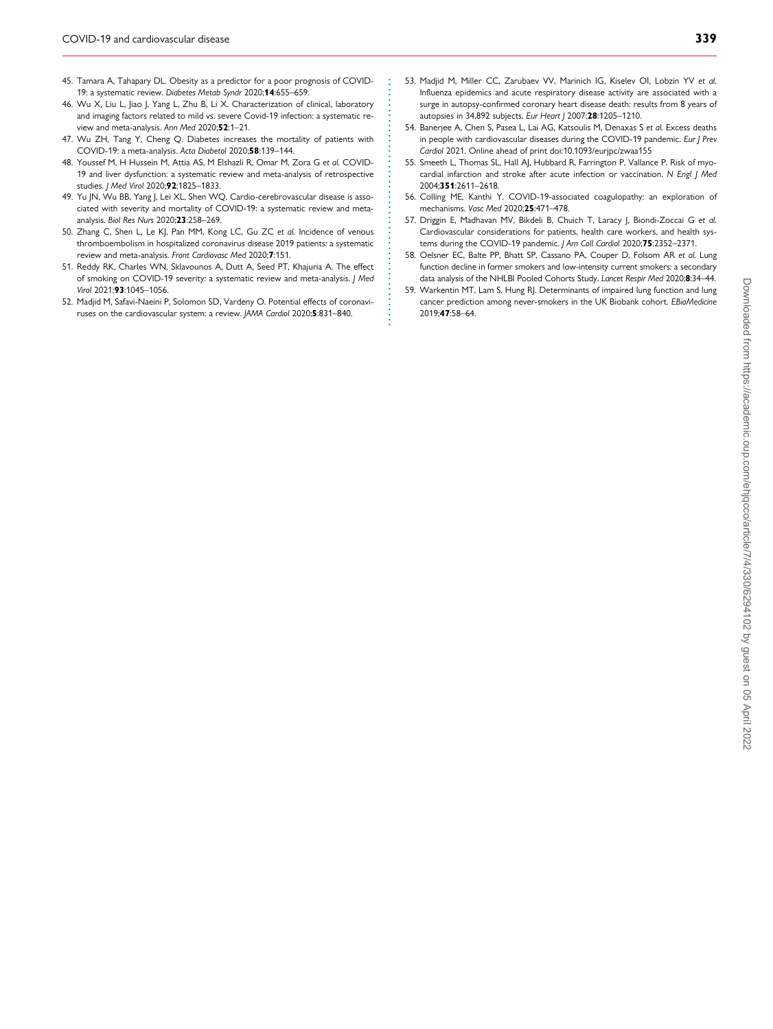45. Tamara A, Tahapary DL. Obesity as a predictor for a poor prognosis of COVID-19: a systematic review. *Diabetes Metab Syndr* 2020;**14**:655–659.
46. Wu X, Liu L, Jiao J, Yang L, Zhu B, Li X. Characterization of clinical, laboratory and imaging factors related to mild vs. severe Covid-19 infection: a systematic review and meta-analysis. *Ann Med* 2020;**52**:1–21.
47. Wu ZH, Tang Y, Cheng Q. Diabetes increases the mortality of patients with COVID-19: a meta-analysis. *Acta Diabetol* 2020;**58**:139–144.
48. Youssef M, H Hussein M, Attia AS, M Elshazli R, Omar M, Zora G *et al*. COVID-19 and liver dysfunction: a systematic review and meta-analysis of retrospective studies. *J Med Virol* 2020;**92**:1825–1833.
49. Yu JN, Wu BB, Yang J, Lei XL, Shen WQ. Cardio-cerebrovascular disease is associated with severity and mortality of COVID-19: a systematic review and meta-analysis. *Biol Res Nurs* 2020;**23**:258–269.
50. Zhang C, Shen L, Le KJ, Pan MM, Kong LC, Gu ZC *et al*. Incidence of venous thromboembolism in hospitalized coronavirus disease 2019 patients: a systematic review and meta-analysis. *Front Cardiovasc Med* 2020;**7**:151.
51. Reddy RK, Charles WN, Sklavounos A, Dutt A, Seed PT, Khajuria A. The effect of smoking on COVID-19 severity: a systematic review and meta-analysis. *J Med Virol* 2021;**93**:1045–1056.
52. Madjid M, Safavi-Naeini P, Solomon SD, Vardeny O. Potential effects of coronaviruses on the cardiovascular system: a review. *JAMA Cardiol* 2020;**5**:831–840.
53. Madjid M, Miller CC, Zarubaev VV, Marinich IG, Kiselev OI, Lobzin YV *et al*. Influenza epidemics and acute respiratory disease activity are associated with a surge in autopsy-confirmed coronary heart disease death: results from 8 years of autopsies in 34,892 subjects. *Eur Heart J* 2007;**28**:1205–1210.
54. Banerjee A, Chen S, Pasea L, Lai AG, Katsoulis M, Denaxas S *et al*. Excess deaths in people with cardiovascular diseases during the COVID-19 pandemic. *Eur J Prev Cardiol* 2021. Online ahead of print doi:10.1093/eurjpc/zwaa155
55. Smeeth L, Thomas SL, Hall AJ, Hubbard R, Farrington P, Vallance P. Risk of myocardial infarction and stroke after acute infection or vaccination. *N Engl J Med* 2004;**351**:2611–2618.
56. Colling ME, Kanthi Y. COVID-19-associated coagulopathy: an exploration of mechanisms. *Vasc Med* 2020;**25**:471–478.
57. Driggin E, Madhavan MV, Bikdeli B, Chuich T, Laracy J, Biondi-Zoccai G *et al*. Cardiovascular considerations for patients, health care workers, and health systems during the COVID-19 pandemic. *J Am Coll Cardiol* 2020;**75**:2352–2371.
58. Oelsner EC, Balte PP, Bhatt SP, Cassano PA, Couper D, Folsom AR *et al*. Lung function decline in former smokers and low-intensity current smokers: a secondary data analysis of the NHLBI Pooled Cohorts Study. *Lancet Respir Med* 2020;**8**:34–44.
59. Warkentin MT, Lam S, Hung RJ. Determinants of impaired lung function and lung cancer prediction among never-smokers in the UK Biobank cohort. *EBioMedicine* 2019;**47**:58–64.